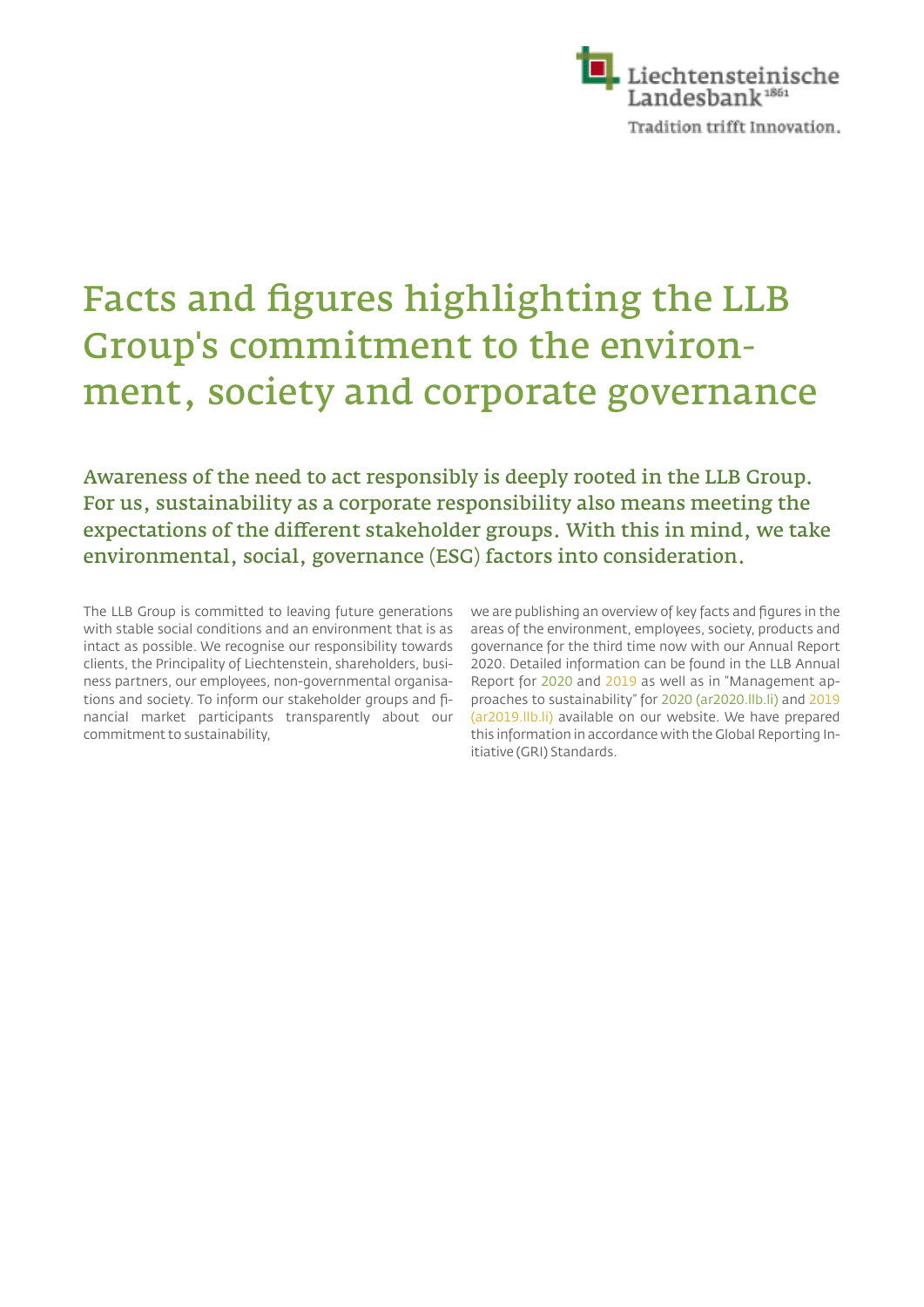Liechtensteinische Landesbank 1861

Tradition trifft Innovation.

# Facts and figures highlighting the LLB Group's commitment to the environment, society and corporate governance

## Awareness of the need to act responsibly is deeply rooted in the LLB Group. For us, sustainability as a corporate responsibility also means meeting the expectations of the different stakeholder groups. With this in mind, we take environmental, social, governance (ESG) factors into consideration.

The LLB Group is committed to leaving future generations with stable social conditions and an environment that is as intact as possible. We recognise our responsibility towards clients, the Principality of Liechtenstein, shareholders, business partners, our employees, non-governmental organisations and society. To inform our stakeholder groups and financial market participants transparently about our commitment to sustainability, we are publishing an overview of key facts and figures in the areas of the environment, employees, society, products and governance for the third time now with our Annual Report 2020. Detailed information can be found in the LLB Annual Report for 2020 and 2019 as well as in "Management approaches to sustainability" for 2020 (ar2020.llb.li) and 2019 (ar2019.llb.li) available on our website. We have prepared this information in accordance with the Global Reporting Initiative (GRI) Standards.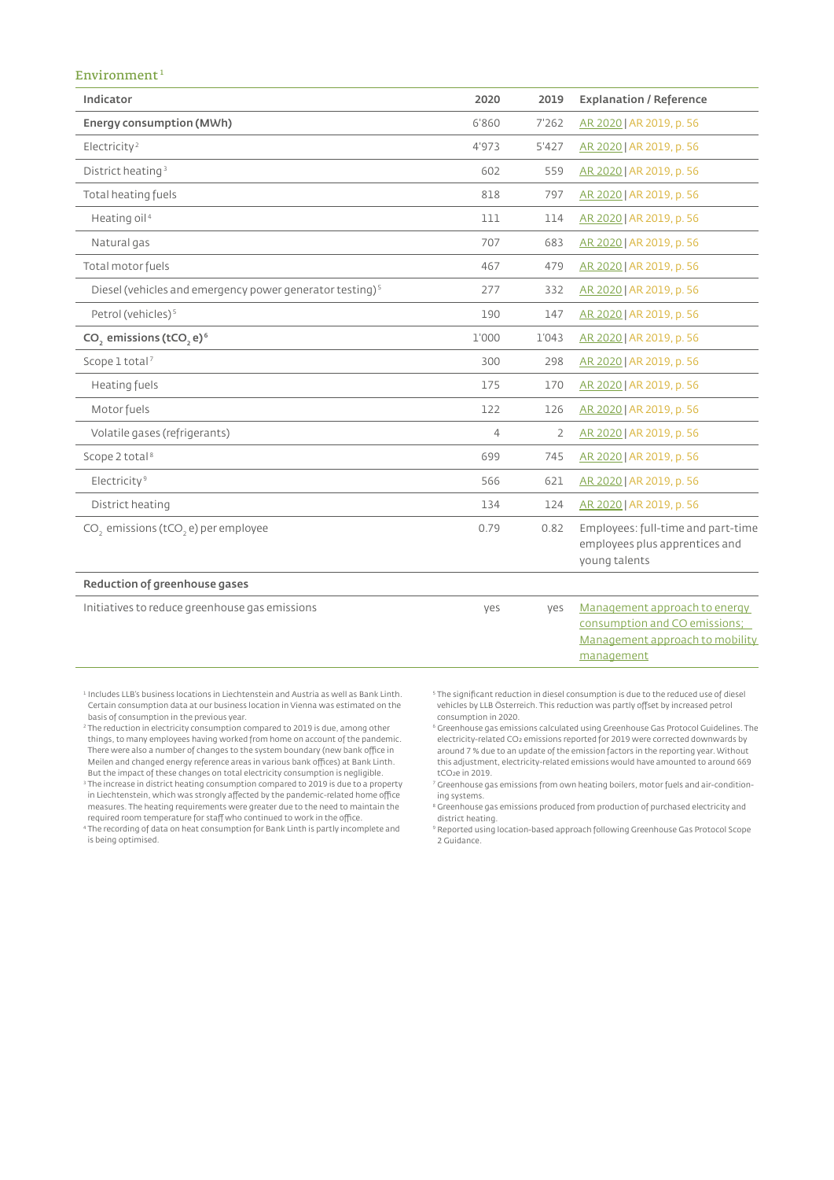## Environment[1]

| Indicator | 2020 | 2019 | Explanation / Reference |
|---|---|---|---|
| **Energy consumption (MWh)** | 6'860 | 7'262 | AR 2020 \| AR 2019, p. 56 |
| Electricity[2] | 4'973 | 5'427 | AR 2020 \| AR 2019, p. 56 |
| District heating[3] | 602 | 559 | AR 2020 \| AR 2019, p. 56 |
| Total heating fuels | 818 | 797 | AR 2020 \| AR 2019, p. 56 |
| Heating oil[4] | 111 | 114 | AR 2020 \| AR 2019, p. 56 |
| Natural gas | 707 | 683 | AR 2020 \| AR 2019, p. 56 |
| Total motor fuels | 467 | 479 | AR 2020 \| AR 2019, p. 56 |
| Diesel (vehicles and emergency power generator testing)[5] | 277 | 332 | AR 2020 \| AR 2019, p. 56 |
| Petrol (vehicles)[5] | 190 | 147 | AR 2020 \| AR 2019, p. 56 |
| **$CO_2$ emissions ($tCO_2e$)[6]** | 1'000 | 1'043 | AR 2020 \| AR 2019, p. 56 |
| Scope 1 total[7] | 300 | 298 | AR 2020 \| AR 2019, p. 56 |
| Heating fuels | 175 | 170 | AR 2020 \| AR 2019, p. 56 |
| Motor fuels | 122 | 126 | AR 2020 \| AR 2019, p. 56 |
| Volatile gases (refrigerants) | 4 | 2 | AR 2020 \| AR 2019, p. 56 |
| Scope 2 total[8] | 699 | 745 | AR 2020 \| AR 2019, p. 56 |
| Electricity[9] | 566 | 621 | AR 2020 \| AR 2019, p. 56 |
| District heating | 134 | 124 | AR 2020 \| AR 2019, p. 56 |
| $CO_2$ emissions ($tCO_2e$) per employee | 0.79 | 0.82 | Employees: full-time and part-time employees plus apprentices and young talents |
| **Reduction of greenhouse gases** | | | |
| Initiatives to reduce greenhouse gas emissions | yes | yes | Management approach to energy consumption and CO emissions; Management approach to mobility management |

[1] Includes LLB's business locations in Liechtenstein and Austria as well as Bank Linth. Certain consumption data at our business location in Vienna was estimated on the basis of consumption in the previous year.

[2] The reduction in electricity consumption compared to 2019 is due, among other things, to many employees having worked from home on account of the pandemic. There were also a number of changes to the system boundary (new bank office in Meilen and changed energy reference areas in various bank offices) at Bank Linth. But the impact of these changes on total electricity consumption is negligible.

[3] The increase in district heating consumption compared to 2019 is due to a property in Liechtenstein, which was strongly affected by the pandemic-related home office measures. The heating requirements were greater due to the need to maintain the required room temperature for staff who continued to work in the office.

[4] The recording of data on heat consumption for Bank Linth is partly incomplete and is being optimised.

[5] The significant reduction in diesel consumption is due to the reduced use of diesel vehicles by LLB Österreich. This reduction was partly offset by increased petrol consumption in 2020.

[6] Greenhouse gas emissions calculated using Greenhouse Gas Protocol Guidelines. The electricity-related $CO_2$ emissions reported for 2019 were corrected downwards by around 7 % due to an update of the emission factors in the reporting year. Without this adjustment, electricity-related emissions would have amounted to around 669 $tCO_2e$ in 2019.

[7] Greenhouse gas emissions from own heating boilers, motor fuels and air-conditioning systems.

[8] Greenhouse gas emissions produced from production of purchased electricity and district heating.

[9] Reported using location-based approach following Greenhouse Gas Protocol Scope 2 Guidance.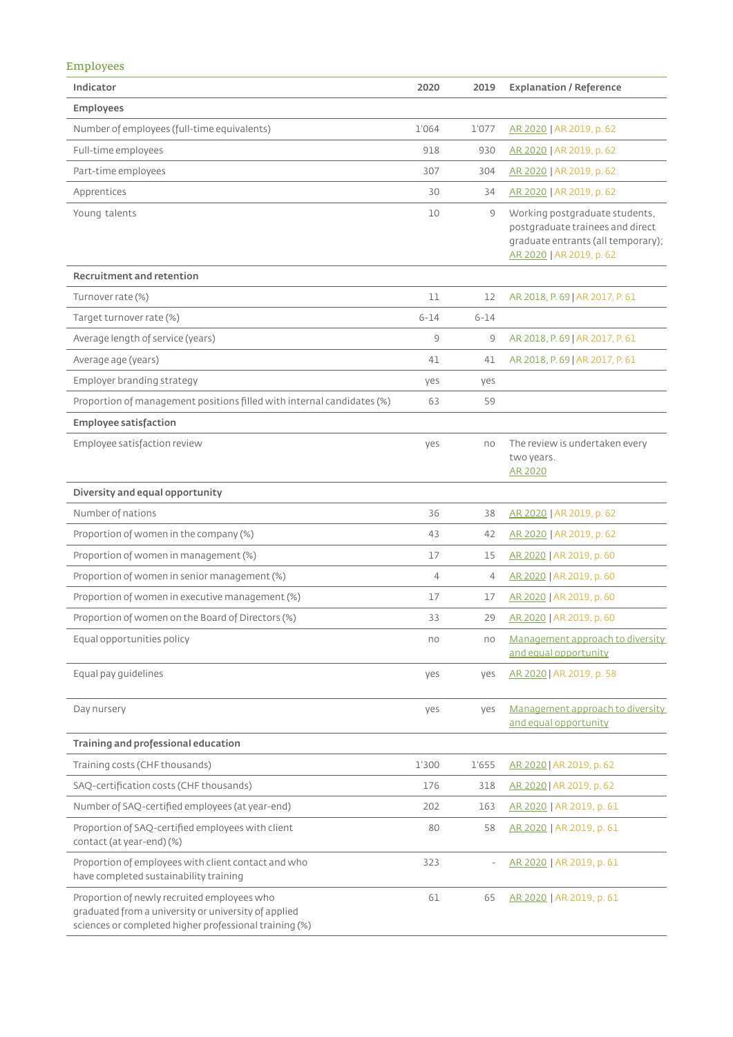## Employees

| Indicator | 2020 | 2019 | Explanation / Reference |
|---|---|---|---|
| **Employees** | | | |
| Number of employees (full-time equivalents) | 1'064 | 1'077 | AR 2020 \| AR 2019, p. 62 |
| Full-time employees | 918 | 930 | AR 2020 \| AR 2019, p. 62 |
| Part-time employees | 307 | 304 | AR 2020 \| AR 2019, p. 62 |
| Apprentices | 30 | 34 | AR 2020 \| AR 2019, p. 62 |
| Young talents | 10 | 9 | Working postgraduate students, postgraduate trainees and direct graduate entrants (all temporary); AR 2020 \| AR 2019, p. 62 |
| **Recruitment and retention** | | | |
| Turnover rate (%) | 11 | 12 | AR 2018, P. 69 \| AR 2017, P. 61 |
| Target turnover rate (%) | 6-14 | 6-14 | |
| Average length of service (years) | 9 | 9 | AR 2018, P. 69 \| AR 2017, P. 61 |
| Average age (years) | 41 | 41 | AR 2018, P. 69 \| AR 2017, P. 61 |
| Employer branding strategy | yes | yes | |
| Proportion of management positions filled with internal candidates (%) | 63 | 59 | |
| **Employee satisfaction** | | | |
| Employee satisfaction review | yes | no | The review is undertaken every two years. AR 2020 |
| **Diversity and equal opportunity** | | | |
| Number of nations | 36 | 38 | AR 2020 \| AR 2019, p. 62 |
| Proportion of women in the company (%) | 43 | 42 | AR 2020 \| AR 2019, p. 62 |
| Proportion of women in management (%) | 17 | 15 | AR 2020 \| AR 2019, p. 60 |
| Proportion of women in senior management (%) | 4 | 4 | AR 2020 \| AR 2019, p. 60 |
| Proportion of women in executive management (%) | 17 | 17 | AR 2020 \| AR 2019, p. 60 |
| Proportion of women on the Board of Directors (%) | 33 | 29 | AR 2020 \| AR 2019, p. 60 |
| Equal opportunities policy | no | no | Management approach to diversity and equal opportunity |
| Equal pay guidelines | yes | yes | AR 2020 \| AR 2019, p. 58 |
| Day nursery | yes | yes | Management approach to diversity and equal opportunity |
| **Training and professional education** | | | |
| Training costs (CHF thousands) | 1'300 | 1'655 | AR 2020 \| AR 2019, p. 62 |
| SAQ-certification costs (CHF thousands) | 176 | 318 | AR 2020 \| AR 2019, p. 62 |
| Number of SAQ-certified employees (at year-end) | 202 | 163 | AR 2020 \| AR 2019, p. 61 |
| Proportion of SAQ-certified employees with client contact (at year-end) (%) | 80 | 58 | AR 2020 \| AR 2019, p. 61 |
| Proportion of employees with client contact and who have completed sustainability training | 323 | - | AR 2020 \| AR 2019, p. 61 |
| Proportion of newly recruited employees who graduated from a university or university of applied sciences or completed higher professional training (%) | 61 | 65 | AR 2020 \| AR 2019, p. 61 |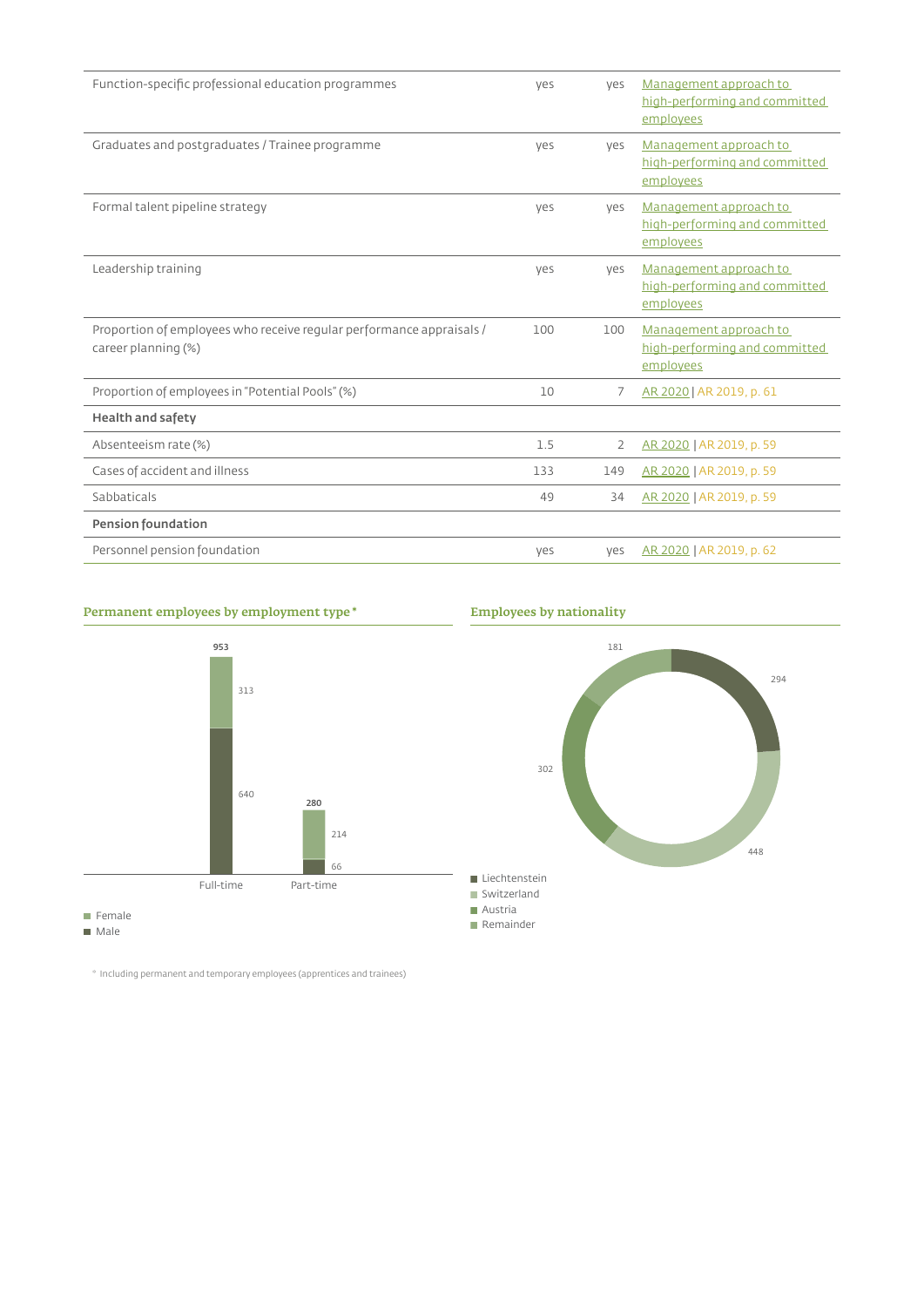| | | | |
|---|---|---|---|
| Function-specific professional education programmes | yes | yes | Management approach to high-performing and committed employees |
| Graduates and postgraduates / Trainee programme | yes | yes | Management approach to high-performing and committed employees |
| Formal talent pipeline strategy | yes | yes | Management approach to high-performing and committed employees |
| Leadership training | yes | yes | Management approach to high-performing and committed employees |
| Proportion of employees who receive regular performance appraisals / career planning (%) | 100 | 100 | Management approach to high-performing and committed employees |
| Proportion of employees in "Potential Pools" (%) | 10 | 7 | AR 2020 \| AR 2019, p. 61 |
| **Health and safety** | | | |
| Absenteeism rate (%) | 1.5 | 2 | AR 2020 \| AR 2019, p. 59 |
| Cases of accident and illness | 133 | 149 | AR 2020 \| AR 2019, p. 59 |
| Sabbaticals | 49 | 34 | AR 2020 \| AR 2019, p. 59 |
| **Pension foundation** | | | |
| Personnel pension foundation | yes | yes | AR 2020 \| AR 2019, p. 62 |

### Permanent employees by employment type*

| | Full-time | Part-time |
|---|---|---|
| Female | 313 | 214 |
| Male | 640 | 66 |
| Total | 953 | 280 |

### Employees by nationality

| Nationality | Employees |
|---|---|
| Liechtenstein | 294 |
| Switzerland | 448 |
| Austria | 302 |
| Remainder | 181 |

\* Including permanent and temporary employees (apprentices and trainees)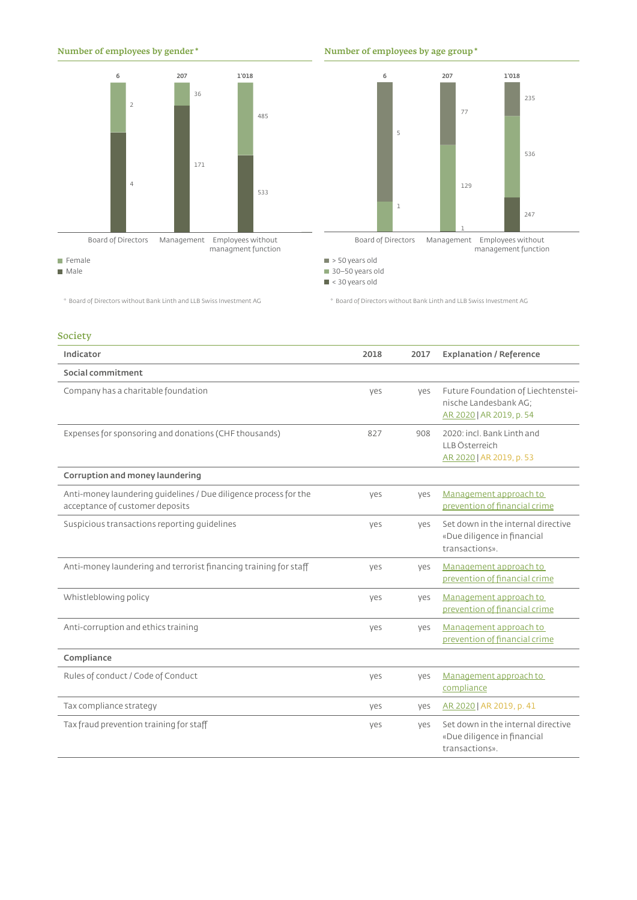#### Number of employees by gender*

| | Board of Directors | Management | Employees without managment function |
|---|---|---|---|
| Total | 6 | 207 | 1'018 |
| Female | 2 | 36 | 485 |
| Male | 4 | 171 | 533 |

\* Board of Directors without Bank Linth and LLB Swiss Investment AG

#### Number of employees by age group*

| | Board of Directors | Management | Employees without management function |
|---|---|---|---|
| Total | 6 | 207 | 1'018 |
| > 50 years old | 5 | 77 | 235 |
| 30–50 years old | 1 | 129 | 536 |
| < 30 years old | | 1 | 247 |

\* Board of Directors without Bank Linth and LLB Swiss Investment AG

## Society

| Indicator | 2018 | 2017 | Explanation / Reference |
|---|---|---|---|
| **Social commitment** | | | |
| Company has a charitable foundation | yes | yes | Future Foundation of Liechtensteinische Landesbank AG; AR 2020 \| AR 2019, p. 54 |
| Expenses for sponsoring and donations (CHF thousands) | 827 | 908 | 2020: incl. Bank Linth and LLB Österreich AR 2020 \| AR 2019, p. 53 |
| **Corruption and money laundering** | | | |
| Anti-money laundering guidelines / Due diligence process for the acceptance of customer deposits | yes | yes | Management approach to prevention of financial crime |
| Suspicious transactions reporting guidelines | yes | yes | Set down in the internal directive «Due diligence in financial transactions». |
| Anti-money laundering and terrorist financing training for staff | yes | yes | Management approach to prevention of financial crime |
| Whistleblowing policy | yes | yes | Management approach to prevention of financial crime |
| Anti-corruption and ethics training | yes | yes | Management approach to prevention of financial crime |
| **Compliance** | | | |
| Rules of conduct / Code of Conduct | yes | yes | Management approach to compliance |
| Tax compliance strategy | yes | yes | AR 2020 \| AR 2019, p. 41 |
| Tax fraud prevention training for staff | yes | yes | Set down in the internal directive «Due diligence in financial transactions». |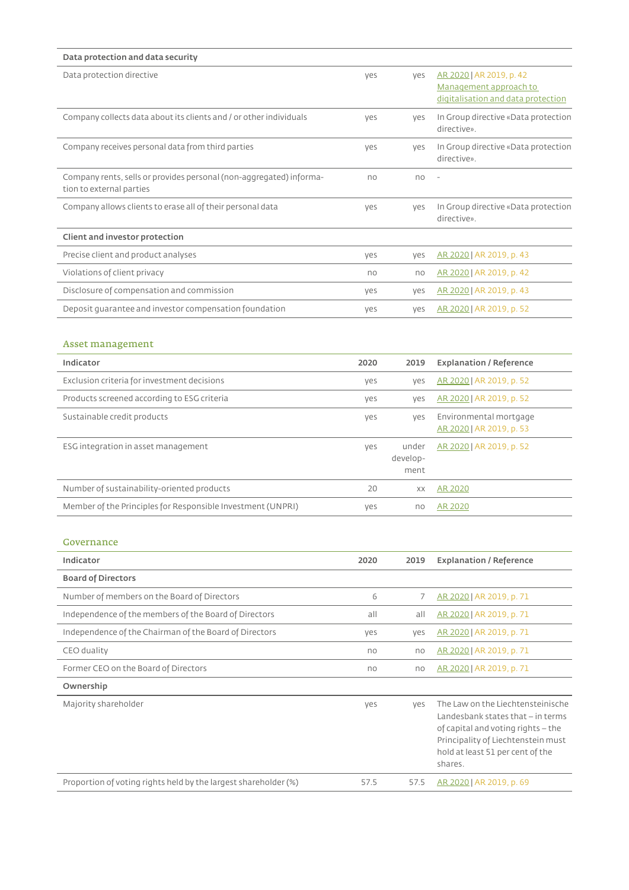| Data protection and data security | | | |
|---|---|---|---|
| Data protection directive | yes | yes | AR 2020 \| AR 2019, p. 42 Management approach to digitalisation and data protection |
| Company collects data about its clients and / or other individuals | yes | yes | In Group directive «Data protection directive». |
| Company receives personal data from third parties | yes | yes | In Group directive «Data protection directive». |
| Company rents, sells or provides personal (non-aggregated) information to external parties | no | no | – |
| Company allows clients to erase all of their personal data | yes | yes | In Group directive «Data protection directive». |
| **Client and investor protection** | | | |
| Precise client and product analyses | yes | yes | AR 2020 \| AR 2019, p. 43 |
| Violations of client privacy | no | no | AR 2020 \| AR 2019, p. 42 |
| Disclosure of compensation and commission | yes | yes | AR 2020 \| AR 2019, p. 43 |
| Deposit guarantee and investor compensation foundation | yes | yes | AR 2020 \| AR 2019, p. 52 |

## Asset management

| Indicator | 2020 | 2019 | Explanation / Reference |
|---|---|---|---|
| Exclusion criteria for investment decisions | yes | yes | AR 2020 \| AR 2019, p. 52 |
| Products screened according to ESG criteria | yes | yes | AR 2020 \| AR 2019, p. 52 |
| Sustainable credit products | yes | yes | Environmental mortgage AR 2020 \| AR 2019, p. 53 |
| ESG integration in asset management | yes | under development | AR 2020 \| AR 2019, p. 52 |
| Number of sustainability-oriented products | 20 | xx | AR 2020 |
| Member of the Principles for Responsible Investment (UNPRI) | yes | no | AR 2020 |

## Governance

| Indicator | 2020 | 2019 | Explanation / Reference |
|---|---|---|---|
| **Board of Directors** | | | |
| Number of members on the Board of Directors | 6 | 7 | AR 2020 \| AR 2019, p. 71 |
| Independence of the members of the Board of Directors | all | all | AR 2020 \| AR 2019, p. 71 |
| Independence of the Chairman of the Board of Directors | yes | yes | AR 2020 \| AR 2019, p. 71 |
| CEO duality | no | no | AR 2020 \| AR 2019, p. 71 |
| Former CEO on the Board of Directors | no | no | AR 2020 \| AR 2019, p. 71 |
| **Ownership** | | | |
| Majority shareholder | yes | yes | The Law on the Liechtensteinische Landesbank states that – in terms of capital and voting rights – the Principality of Liechtenstein must hold at least 51 per cent of the shares. |
| Proportion of voting rights held by the largest shareholder (%) | 57.5 | 57.5 | AR 2020 \| AR 2019, p. 69 |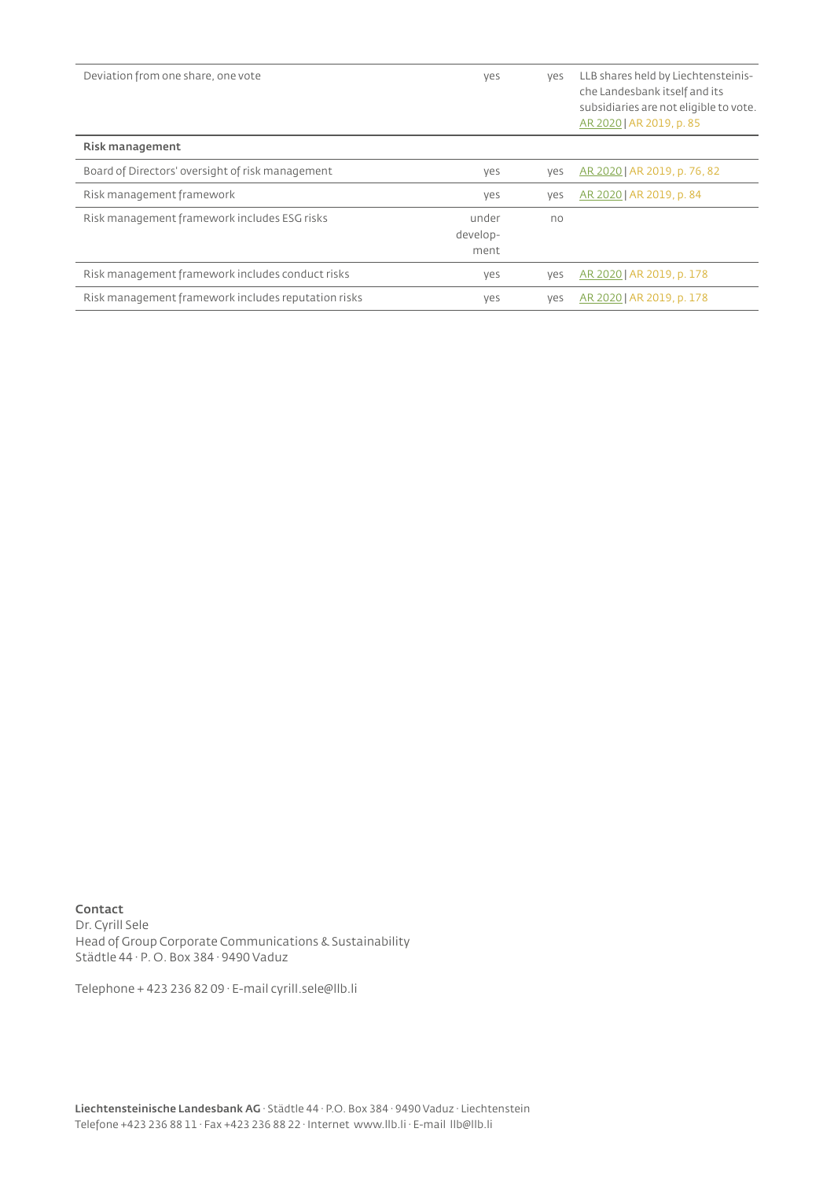| | | | |
|---|---|---|---|
| Deviation from one share, one vote | yes | yes | LLB shares held by Liechtensteinische Landesbank itself and its subsidiaries are not eligible to vote. AR 2020 \| AR 2019, p. 85 |
| **Risk management** | | | |
| Board of Directors' oversight of risk management | yes | yes | AR 2020 \| AR 2019, p. 76, 82 |
| Risk management framework | yes | yes | AR 2020 \| AR 2019, p. 84 |
| Risk management framework includes ESG risks | under development | no | |
| Risk management framework includes conduct risks | yes | yes | AR 2020 \| AR 2019, p. 178 |
| Risk management framework includes reputation risks | yes | yes | AR 2020 \| AR 2019, p. 178 |

**Contact**
Dr. Cyrill Sele
Head of Group Corporate Communications & Sustainability
Städtle 44 · P. O. Box 384 · 9490 Vaduz

Telephone + 423 236 82 09 · E-mail cyrill.sele@llb.li

**Liechtensteinische Landesbank AG** · Städtle 44 · P.O. Box 384 · 9490 Vaduz · Liechtenstein
Telefone +423 236 88 11 · Fax +423 236 88 22 · Internet www.llb.li · E-mail llb@llb.li